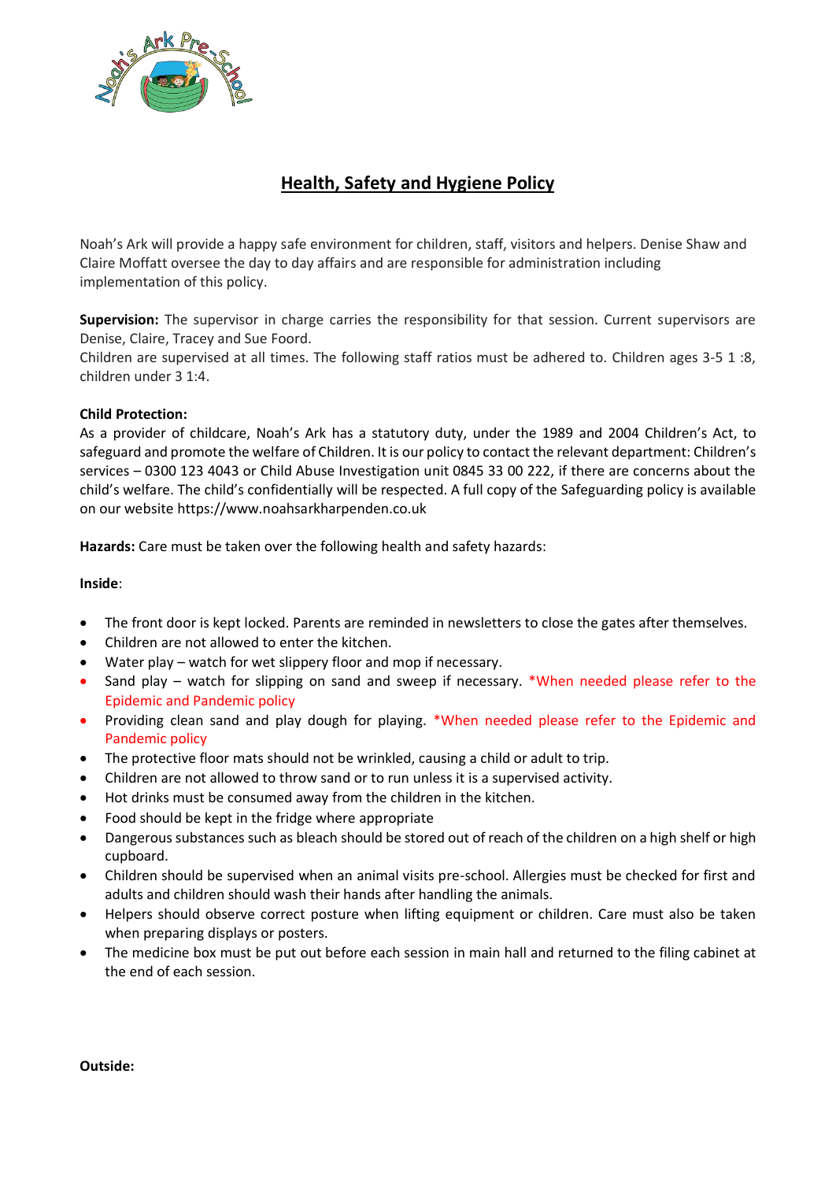# Health, Safety and Hygiene Policy

Noah's Ark will provide a happy safe environment for children, staff, visitors and helpers. Denise Shaw and Claire Moffatt oversee the day to day affairs and are responsible for administration including implementation of this policy.

**Supervision:** The supervisor in charge carries the responsibility for that session. Current supervisors are Denise, Claire, Tracey and Sue Foord.
Children are supervised at all times. The following staff ratios must be adhered to. Children ages 3-5 1 :8, children under 3 1:4.

**Child Protection:**
As a provider of childcare, Noah's Ark has a statutory duty, under the 1989 and 2004 Children's Act, to safeguard and promote the welfare of Children. It is our policy to contact the relevant department: Children's services – 0300 123 4043 or Child Abuse Investigation unit 0845 33 00 222, if there are concerns about the child's welfare. The child's confidentially will be respected. A full copy of the Safeguarding policy is available on our website https://www.noahsarkharpenden.co.uk

**Hazards:** Care must be taken over the following health and safety hazards:

**Inside**:

- The front door is kept locked. Parents are reminded in newsletters to close the gates after themselves.
- Children are not allowed to enter the kitchen.
- Water play – watch for wet slippery floor and mop if necessary.
- Sand play – watch for slipping on sand and sweep if necessary. *When needed please refer to the Epidemic and Pandemic policy
- Providing clean sand and play dough for playing. *When needed please refer to the Epidemic and Pandemic policy
- The protective floor mats should not be wrinkled, causing a child or adult to trip.
- Children are not allowed to throw sand or to run unless it is a supervised activity.
- Hot drinks must be consumed away from the children in the kitchen.
- Food should be kept in the fridge where appropriate
- Dangerous substances such as bleach should be stored out of reach of the children on a high shelf or high cupboard.
- Children should be supervised when an animal visits pre-school. Allergies must be checked for first and adults and children should wash their hands after handling the animals.
- Helpers should observe correct posture when lifting equipment or children. Care must also be taken when preparing displays or posters.
- The medicine box must be put out before each session in main hall and returned to the filing cabinet at the end of each session.

**Outside:**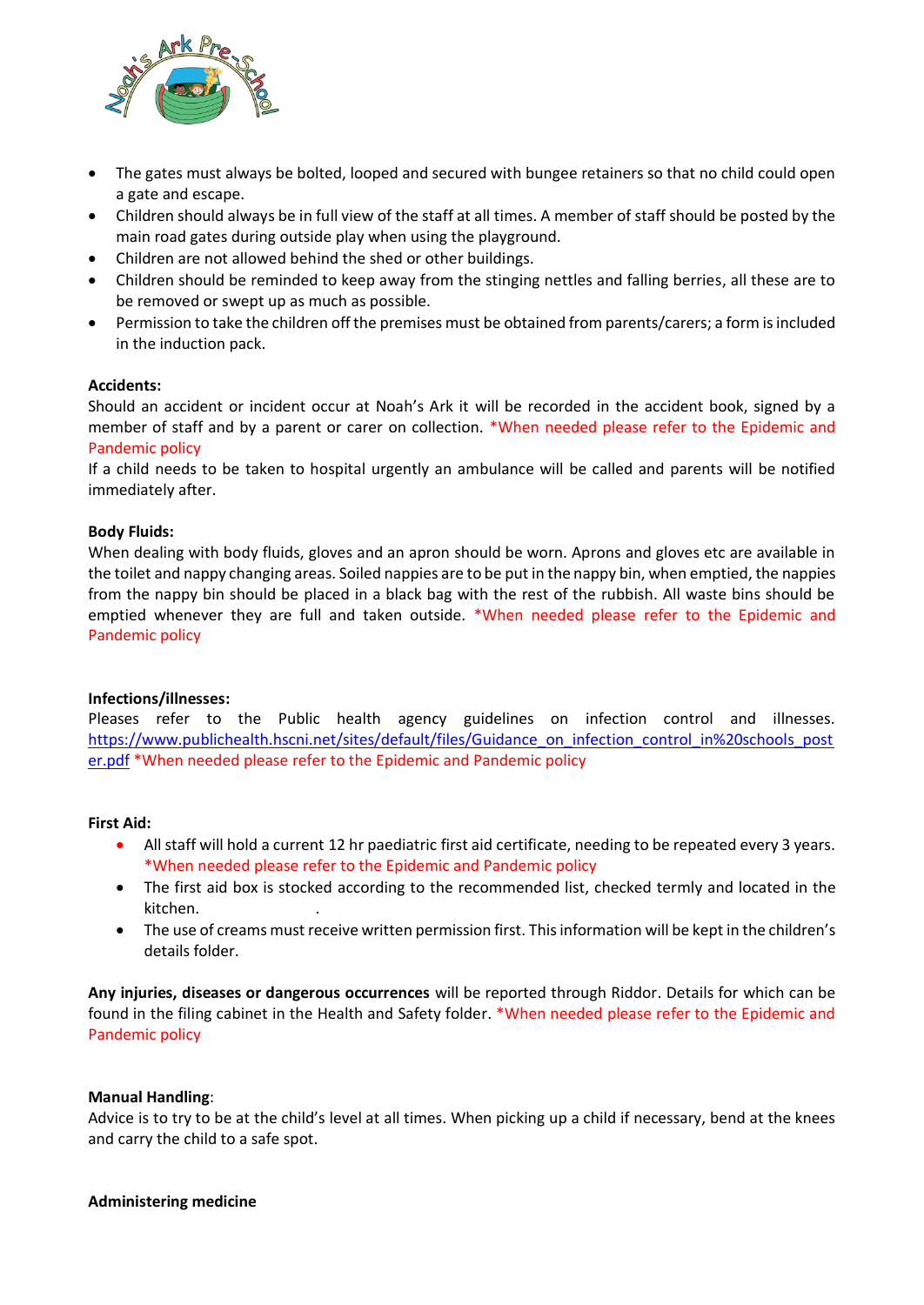- The gates must always be bolted, looped and secured with bungee retainers so that no child could open a gate and escape.
- Children should always be in full view of the staff at all times. A member of staff should be posted by the main road gates during outside play when using the playground.
- Children are not allowed behind the shed or other buildings.
- Children should be reminded to keep away from the stinging nettles and falling berries, all these are to be removed or swept up as much as possible.
- Permission to take the children off the premises must be obtained from parents/carers; a form is included in the induction pack.

**Accidents:**

Should an accident or incident occur at Noah's Ark it will be recorded in the accident book, signed by a member of staff and by a parent or carer on collection. *When needed please refer to the Epidemic and Pandemic policy

If a child needs to be taken to hospital urgently an ambulance will be called and parents will be notified immediately after.

**Body Fluids:**

When dealing with body fluids, gloves and an apron should be worn. Aprons and gloves etc are available in the toilet and nappy changing areas. Soiled nappies are to be put in the nappy bin, when emptied, the nappies from the nappy bin should be placed in a black bag with the rest of the rubbish. All waste bins should be emptied whenever they are full and taken outside. *When needed please refer to the Epidemic and Pandemic policy

**Infections/illnesses:**

Pleases refer to the Public health agency guidelines on infection control and illnesses. https://www.publichealth.hscni.net/sites/default/files/Guidance_on_infection_control_in%20schools_poster.pdf *When needed please refer to the Epidemic and Pandemic policy

**First Aid:**

- All staff will hold a current 12 hr paediatric first aid certificate, needing to be repeated every 3 years. *When needed please refer to the Epidemic and Pandemic policy
- The first aid box is stocked according to the recommended list, checked termly and located in the kitchen.
- The use of creams must receive written permission first. This information will be kept in the children's details folder.

**Any injuries, diseases or dangerous occurrences** will be reported through Riddor. Details for which can be found in the filing cabinet in the Health and Safety folder. *When needed please refer to the Epidemic and Pandemic policy

**Manual Handling**:

Advice is to try to be at the child's level at all times. When picking up a child if necessary, bend at the knees and carry the child to a safe spot.

**Administering medicine**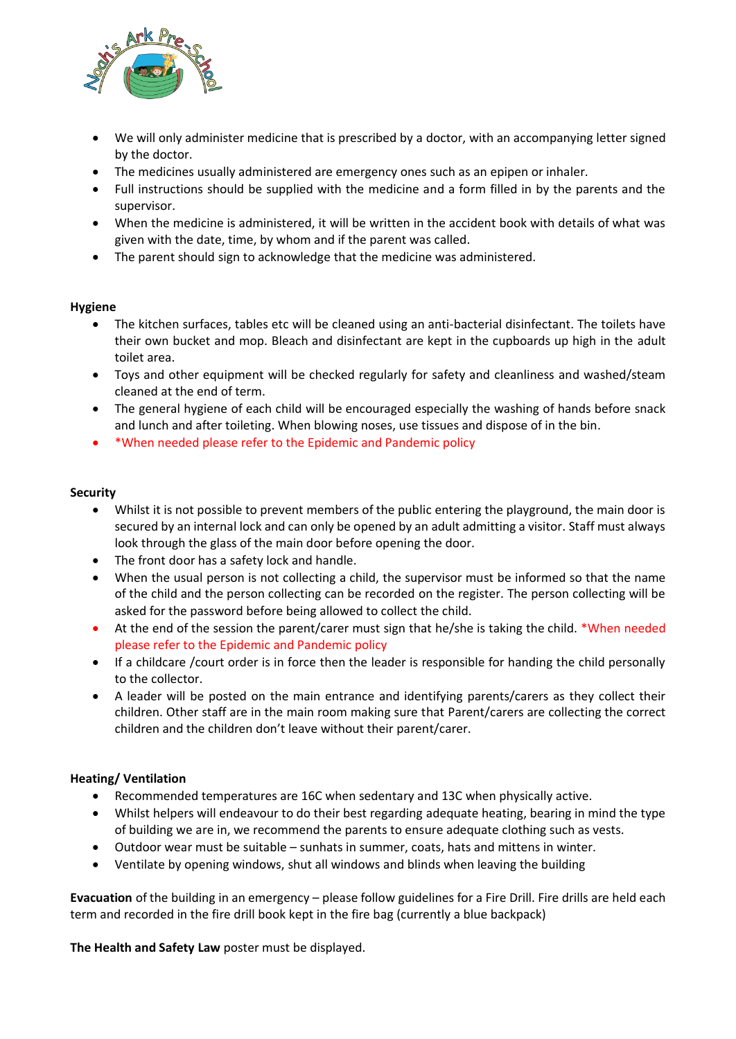- We will only administer medicine that is prescribed by a doctor, with an accompanying letter signed by the doctor.
- The medicines usually administered are emergency ones such as an epipen or inhaler.
- Full instructions should be supplied with the medicine and a form filled in by the parents and the supervisor.
- When the medicine is administered, it will be written in the accident book with details of what was given with the date, time, by whom and if the parent was called.
- The parent should sign to acknowledge that the medicine was administered.

**Hygiene**

- The kitchen surfaces, tables etc will be cleaned using an anti-bacterial disinfectant. The toilets have their own bucket and mop. Bleach and disinfectant are kept in the cupboards up high in the adult toilet area.
- Toys and other equipment will be checked regularly for safety and cleanliness and washed/steam cleaned at the end of term.
- The general hygiene of each child will be encouraged especially the washing of hands before snack and lunch and after toileting. When blowing noses, use tissues and dispose of in the bin.
- *When needed please refer to the Epidemic and Pandemic policy

**Security**

- Whilst it is not possible to prevent members of the public entering the playground, the main door is secured by an internal lock and can only be opened by an adult admitting a visitor. Staff must always look through the glass of the main door before opening the door.
- The front door has a safety lock and handle.
- When the usual person is not collecting a child, the supervisor must be informed so that the name of the child and the person collecting can be recorded on the register. The person collecting will be asked for the password before being allowed to collect the child.
- At the end of the session the parent/carer must sign that he/she is taking the child. *When needed please refer to the Epidemic and Pandemic policy
- If a childcare /court order is in force then the leader is responsible for handing the child personally to the collector.
- A leader will be posted on the main entrance and identifying parents/carers as they collect their children. Other staff are in the main room making sure that Parent/carers are collecting the correct children and the children don't leave without their parent/carer.

**Heating/ Ventilation**

- Recommended temperatures are 16C when sedentary and 13C when physically active.
- Whilst helpers will endeavour to do their best regarding adequate heating, bearing in mind the type of building we are in, we recommend the parents to ensure adequate clothing such as vests.
- Outdoor wear must be suitable – sunhats in summer, coats, hats and mittens in winter.
- Ventilate by opening windows, shut all windows and blinds when leaving the building

**Evacuation** of the building in an emergency – please follow guidelines for a Fire Drill. Fire drills are held each term and recorded in the fire drill book kept in the fire bag (currently a blue backpack)

**The Health and Safety Law** poster must be displayed.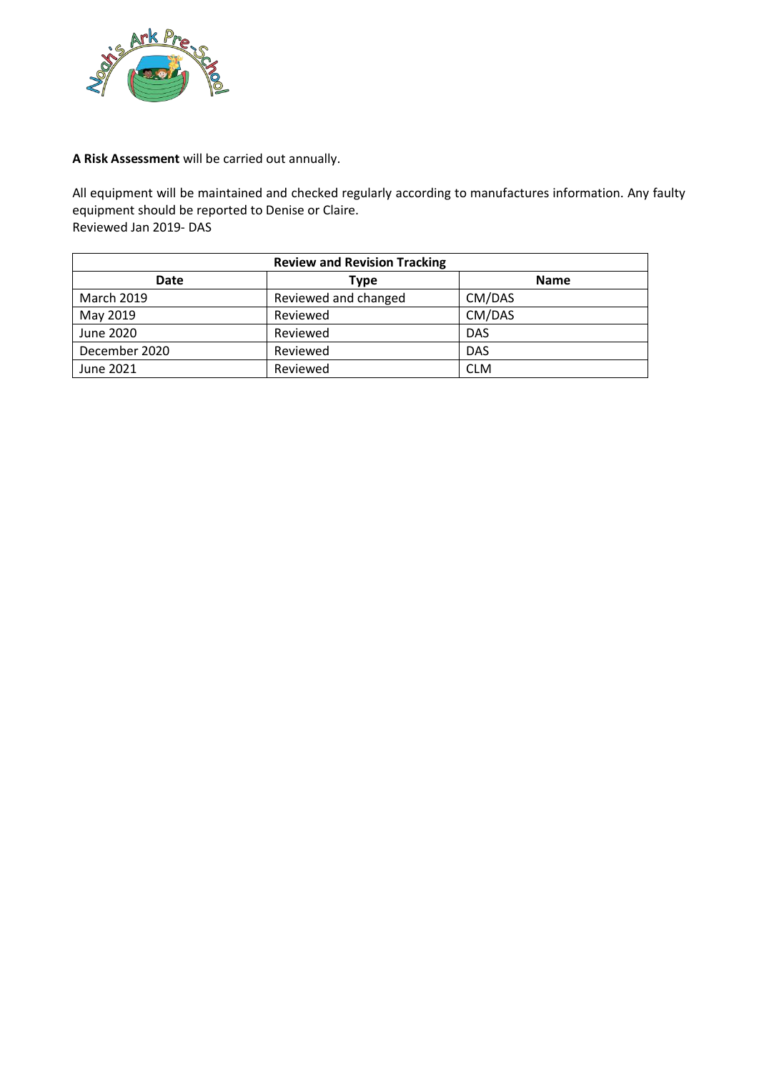**A Risk Assessment** will be carried out annually.

All equipment will be maintained and checked regularly according to manufactures information. Any faulty equipment should be reported to Denise or Claire.
Reviewed Jan 2019- DAS

| Review and Revision Tracking | | |
|---|---|---|
| **Date** | **Type** | **Name** |
| March 2019 | Reviewed and changed | CM/DAS |
| May 2019 | Reviewed | CM/DAS |
| June 2020 | Reviewed | DAS |
| December 2020 | Reviewed | DAS |
| June 2021 | Reviewed | CLM |